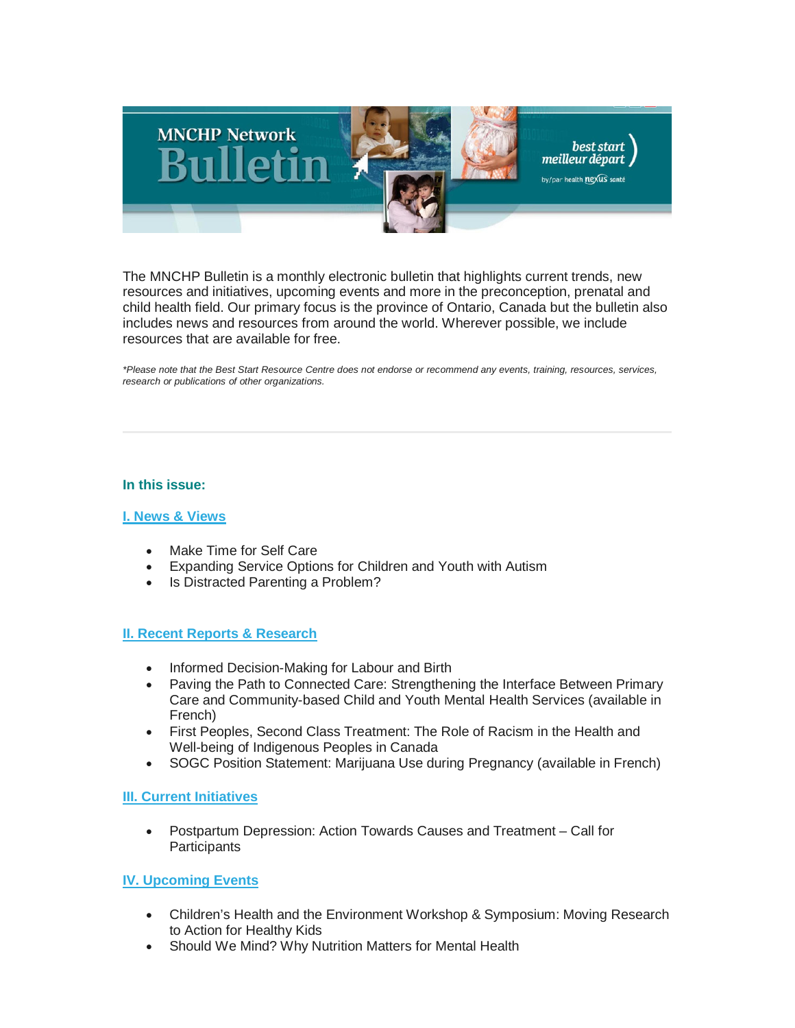# MNCHP Network Bulletin

best start meilleur départ

by/par health nexus santé

The MNCHP Bulletin is a monthly electronic bulletin that highlights current trends, new resources and initiatives, upcoming events and more in the preconception, prenatal and child health field. Our primary focus is the province of Ontario, Canada but the bulletin also includes news and resources from around the world. Wherever possible, we include resources that are available for free.

*\*Please note that the Best Start Resource Centre does not endorse or recommend any events, training, resources, services, research or publications of other organizations.*

---

## In this issue:

### I. News & Views

- Make Time for Self Care
- Expanding Service Options for Children and Youth with Autism
- Is Distracted Parenting a Problem?

### II. Recent Reports & Research

- Informed Decision-Making for Labour and Birth
- Paving the Path to Connected Care: Strengthening the Interface Between Primary Care and Community-based Child and Youth Mental Health Services (available in French)
- First Peoples, Second Class Treatment: The Role of Racism in the Health and Well-being of Indigenous Peoples in Canada
- SOGC Position Statement: Marijuana Use during Pregnancy (available in French)

### III. Current Initiatives

- Postpartum Depression: Action Towards Causes and Treatment – Call for Participants

### IV. Upcoming Events

- Children's Health and the Environment Workshop & Symposium: Moving Research to Action for Healthy Kids
- Should We Mind? Why Nutrition Matters for Mental Health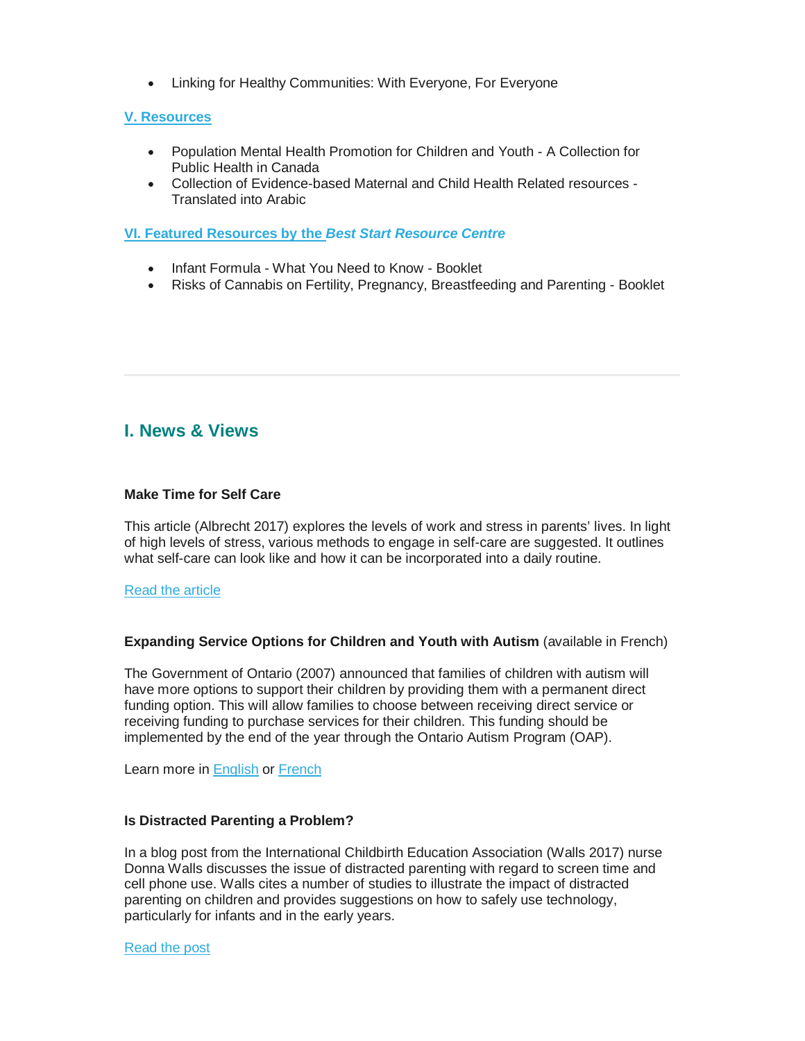- Linking for Healthy Communities: With Everyone, For Everyone

**V. Resources**

- Population Mental Health Promotion for Children and Youth - A Collection for Public Health in Canada
- Collection of Evidence-based Maternal and Child Health Related resources - Translated into Arabic

**VI. Featured Resources by the *Best Start Resource Centre***

- Infant Formula - What You Need to Know - Booklet
- Risks of Cannabis on Fertility, Pregnancy, Breastfeeding and Parenting - Booklet

---

## I. News & Views

**Make Time for Self Care**

This article (Albrecht 2017) explores the levels of work and stress in parents' lives. In light of high levels of stress, various methods to engage in self-care are suggested. It outlines what self-care can look like and how it can be incorporated into a daily routine.

Read the article

**Expanding Service Options for Children and Youth with Autism** (available in French)

The Government of Ontario (2007) announced that families of children with autism will have more options to support their children by providing them with a permanent direct funding option. This will allow families to choose between receiving direct service or receiving funding to purchase services for their children. This funding should be implemented by the end of the year through the Ontario Autism Program (OAP).

Learn more in English or French

**Is Distracted Parenting a Problem?**

In a blog post from the International Childbirth Education Association (Walls 2017) nurse Donna Walls discusses the issue of distracted parenting with regard to screen time and cell phone use. Walls cites a number of studies to illustrate the impact of distracted parenting on children and provides suggestions on how to safely use technology, particularly for infants and in the early years.

Read the post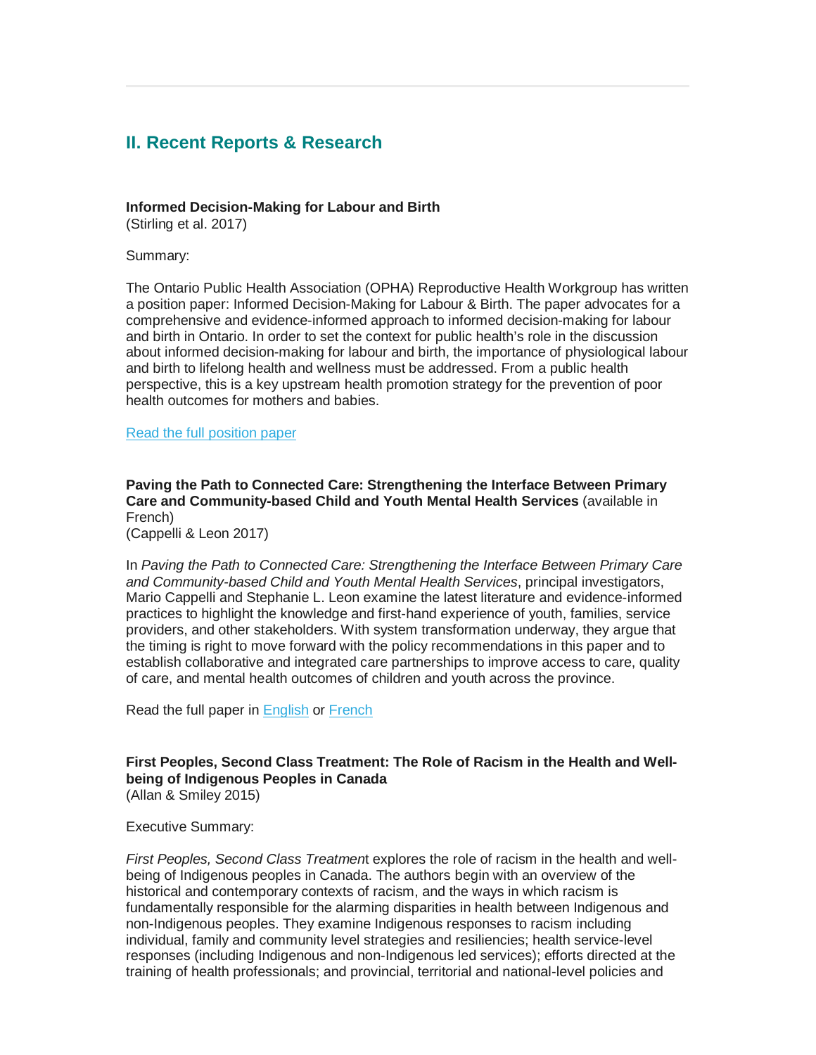## II. Recent Reports & Research

**Informed Decision-Making for Labour and Birth**
(Stirling et al. 2017)

Summary:

The Ontario Public Health Association (OPHA) Reproductive Health Workgroup has written a position paper: Informed Decision-Making for Labour & Birth. The paper advocates for a comprehensive and evidence-informed approach to informed decision-making for labour and birth in Ontario. In order to set the context for public health's role in the discussion about informed decision-making for labour and birth, the importance of physiological labour and birth to lifelong health and wellness must be addressed. From a public health perspective, this is a key upstream health promotion strategy for the prevention of poor health outcomes for mothers and babies.

Read the full position paper

**Paving the Path to Connected Care: Strengthening the Interface Between Primary Care and Community-based Child and Youth Mental Health Services** (available in French)
(Cappelli & Leon 2017)

In *Paving the Path to Connected Care: Strengthening the Interface Between Primary Care and Community-based Child and Youth Mental Health Services*, principal investigators, Mario Cappelli and Stephanie L. Leon examine the latest literature and evidence-informed practices to highlight the knowledge and first-hand experience of youth, families, service providers, and other stakeholders. With system transformation underway, they argue that the timing is right to move forward with the policy recommendations in this paper and to establish collaborative and integrated care partnerships to improve access to care, quality of care, and mental health outcomes of children and youth across the province.

Read the full paper in English or French

**First Peoples, Second Class Treatment: The Role of Racism in the Health and Well-being of Indigenous Peoples in Canada**
(Allan & Smiley 2015)

Executive Summary:

*First Peoples, Second Class Treatment* explores the role of racism in the health and well-being of Indigenous peoples in Canada. The authors begin with an overview of the historical and contemporary contexts of racism, and the ways in which racism is fundamentally responsible for the alarming disparities in health between Indigenous and non-Indigenous peoples. They examine Indigenous responses to racism including individual, family and community level strategies and resiliencies; health service-level responses (including Indigenous and non-Indigenous led services); efforts directed at the training of health professionals; and provincial, territorial and national-level policies and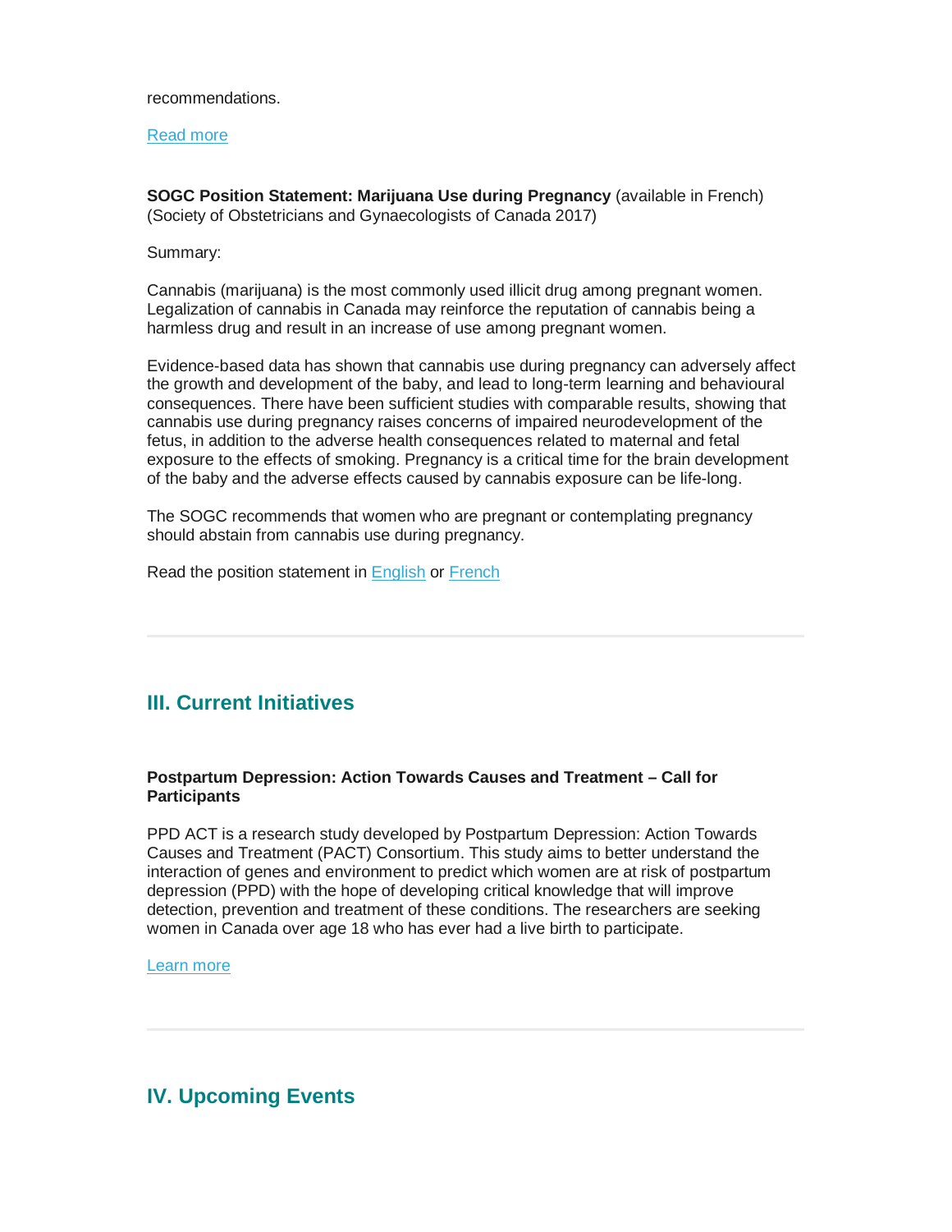recommendations.

Read more

**SOGC Position Statement: Marijuana Use during Pregnancy** (available in French) (Society of Obstetricians and Gynaecologists of Canada 2017)

Summary:

Cannabis (marijuana) is the most commonly used illicit drug among pregnant women. Legalization of cannabis in Canada may reinforce the reputation of cannabis being a harmless drug and result in an increase of use among pregnant women.

Evidence-based data has shown that cannabis use during pregnancy can adversely affect the growth and development of the baby, and lead to long-term learning and behavioural consequences. There have been sufficient studies with comparable results, showing that cannabis use during pregnancy raises concerns of impaired neurodevelopment of the fetus, in addition to the adverse health consequences related to maternal and fetal exposure to the effects of smoking. Pregnancy is a critical time for the brain development of the baby and the adverse effects caused by cannabis exposure can be life-long.

The SOGC recommends that women who are pregnant or contemplating pregnancy should abstain from cannabis use during pregnancy.

Read the position statement in English or French

---

## III. Current Initiatives

**Postpartum Depression: Action Towards Causes and Treatment – Call for Participants**

PPD ACT is a research study developed by Postpartum Depression: Action Towards Causes and Treatment (PACT) Consortium. This study aims to better understand the interaction of genes and environment to predict which women are at risk of postpartum depression (PPD) with the hope of developing critical knowledge that will improve detection, prevention and treatment of these conditions. The researchers are seeking women in Canada over age 18 who has ever had a live birth to participate.

Learn more

---

## IV. Upcoming Events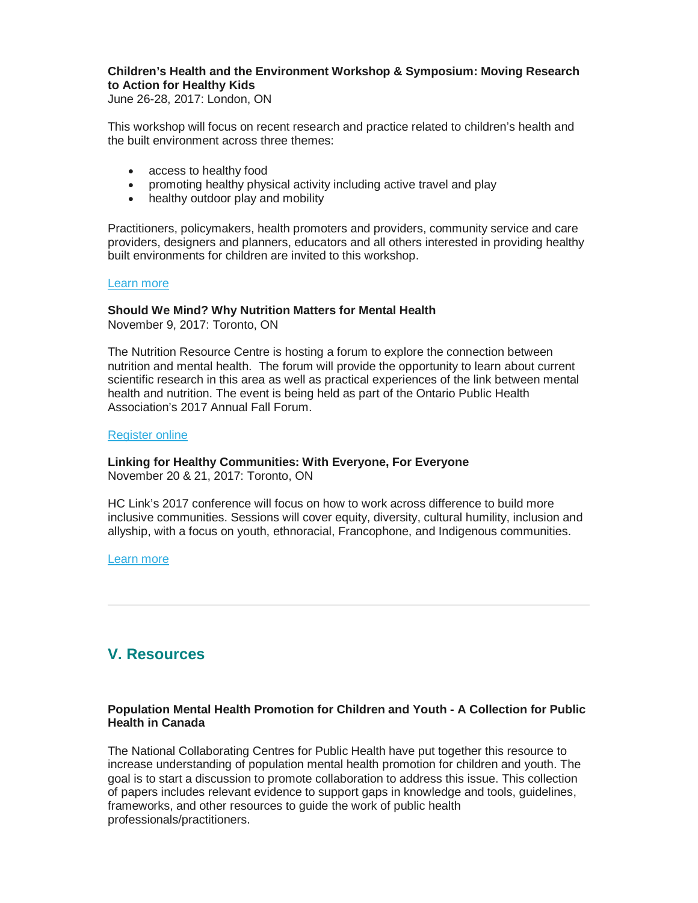**Children's Health and the Environment Workshop & Symposium: Moving Research to Action for Healthy Kids**
June 26-28, 2017: London, ON

This workshop will focus on recent research and practice related to children's health and the built environment across three themes:

- access to healthy food
- promoting healthy physical activity including active travel and play
- healthy outdoor play and mobility

Practitioners, policymakers, health promoters and providers, community service and care providers, designers and planners, educators and all others interested in providing healthy built environments for children are invited to this workshop.

Learn more

**Should We Mind? Why Nutrition Matters for Mental Health**
November 9, 2017: Toronto, ON

The Nutrition Resource Centre is hosting a forum to explore the connection between nutrition and mental health. The forum will provide the opportunity to learn about current scientific research in this area as well as practical experiences of the link between mental health and nutrition. The event is being held as part of the Ontario Public Health Association's 2017 Annual Fall Forum.

Register online

**Linking for Healthy Communities: With Everyone, For Everyone**
November 20 & 21, 2017: Toronto, ON

HC Link's 2017 conference will focus on how to work across difference to build more inclusive communities. Sessions will cover equity, diversity, cultural humility, inclusion and allyship, with a focus on youth, ethnoracial, Francophone, and Indigenous communities.

Learn more

---

## V. Resources

**Population Mental Health Promotion for Children and Youth - A Collection for Public Health in Canada**

The National Collaborating Centres for Public Health have put together this resource to increase understanding of population mental health promotion for children and youth. The goal is to start a discussion to promote collaboration to address this issue. This collection of papers includes relevant evidence to support gaps in knowledge and tools, guidelines, frameworks, and other resources to guide the work of public health professionals/practitioners.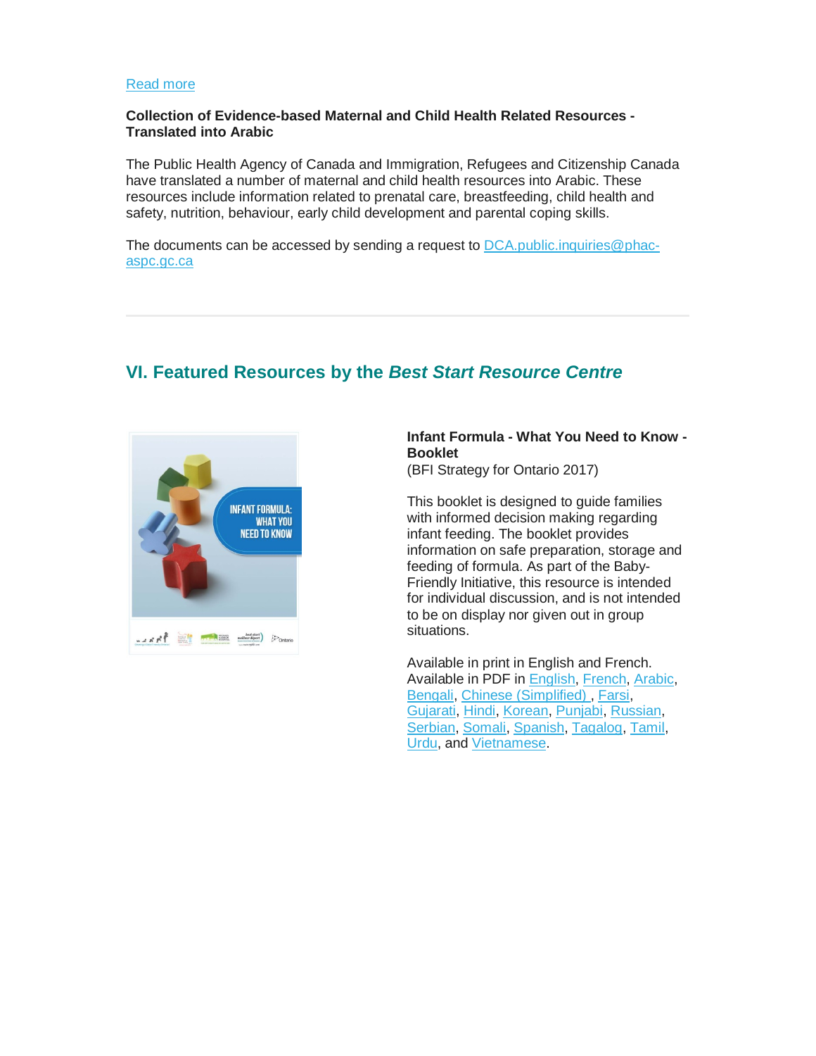Read more

**Collection of Evidence-based Maternal and Child Health Related Resources - Translated into Arabic**

The Public Health Agency of Canada and Immigration, Refugees and Citizenship Canada have translated a number of maternal and child health resources into Arabic. These resources include information related to prenatal care, breastfeeding, child health and safety, nutrition, behaviour, early child development and parental coping skills.

The documents can be accessed by sending a request to DCA.public.inquiries@phac-aspc.gc.ca

---

## VI. Featured Resources by the *Best Start Resource Centre*

**Infant Formula - What You Need to Know - Booklet**
(BFI Strategy for Ontario 2017)

This booklet is designed to guide families with informed decision making regarding infant feeding. The booklet provides information on safe preparation, storage and feeding of formula. As part of the Baby-Friendly Initiative, this resource is intended for individual discussion, and is not intended to be on display nor given out in group situations.

Available in print in English and French.
Available in PDF in English, French, Arabic, Bengali, Chinese (Simplified) , Farsi, Gujarati, Hindi, Korean, Punjabi, Russian, Serbian, Somali, Spanish, Tagalog, Tamil, Urdu, and Vietnamese.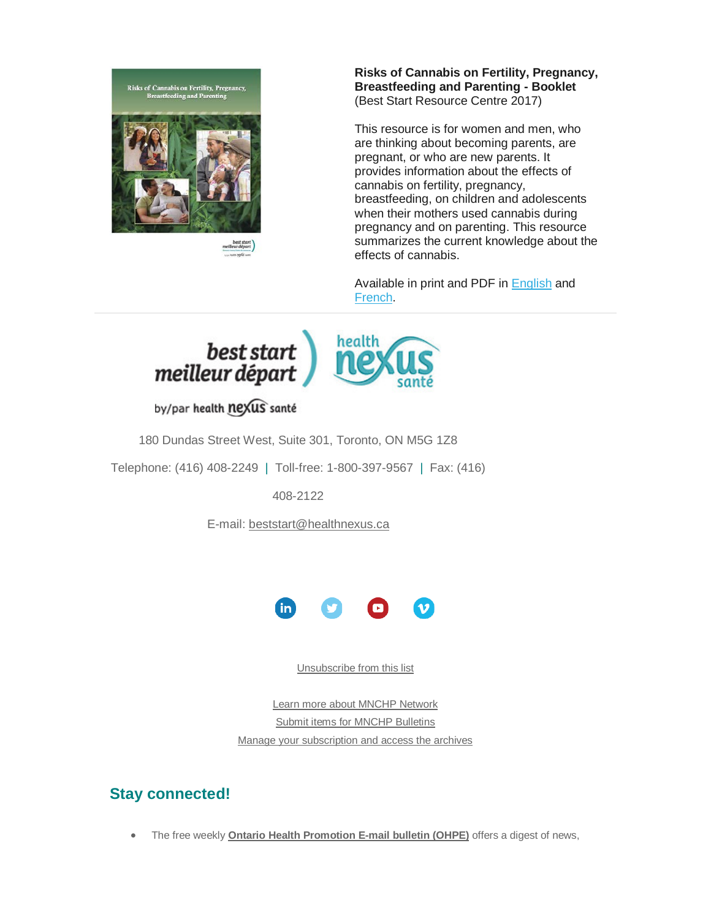**Risks of Cannabis on Fertility, Pregnancy, Breastfeeding and Parenting - Booklet**
(Best Start Resource Centre 2017)

This resource is for women and men, who are thinking about becoming parents, are pregnant, or who are new parents. It provides information about the effects of cannabis on fertility, pregnancy, breastfeeding, on children and adolescents when their mothers used cannabis during pregnancy and on parenting. This resource summarizes the current knowledge about the effects of cannabis.

Available in print and PDF in English and French.

---

180 Dundas Street West, Suite 301, Toronto, ON M5G 1Z8

Telephone: (416) 408-2249 | Toll-free: 1-800-397-9567 | Fax: (416) 408-2122

E-mail: beststart@healthnexus.ca

Unsubscribe from this list

Learn more about MNCHP Network
Submit items for MNCHP Bulletins
Manage your subscription and access the archives

## Stay connected!

- The free weekly **Ontario Health Promotion E-mail bulletin (OHPE)** offers a digest of news,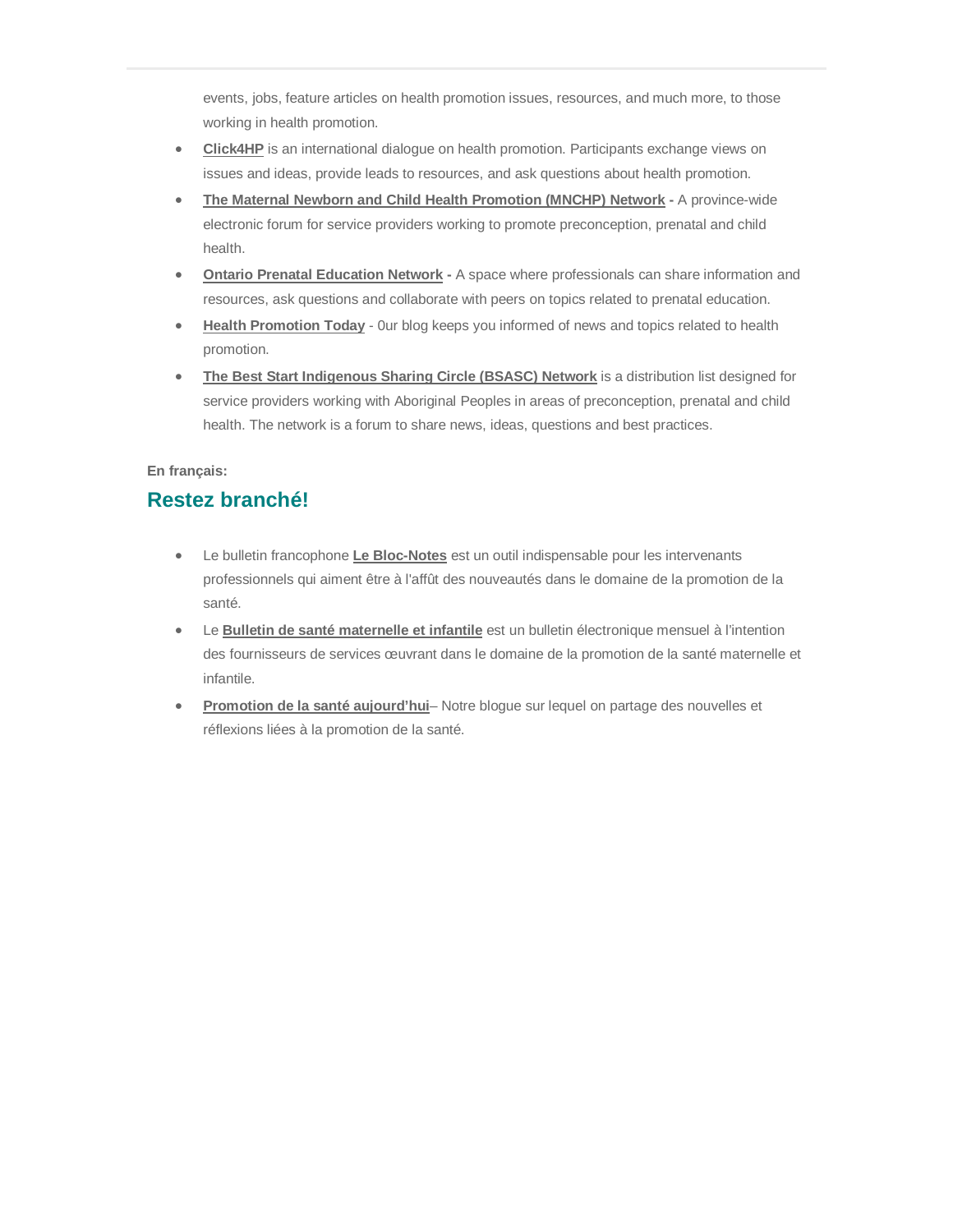events, jobs, feature articles on health promotion issues, resources, and much more, to those working in health promotion.

- **Click4HP** is an international dialogue on health promotion. Participants exchange views on issues and ideas, provide leads to resources, and ask questions about health promotion.
- **The Maternal Newborn and Child Health Promotion (MNCHP) Network -** A province-wide electronic forum for service providers working to promote preconception, prenatal and child health.
- **Ontario Prenatal Education Network -** A space where professionals can share information and resources, ask questions and collaborate with peers on topics related to prenatal education.
- **Health Promotion Today** - 0ur blog keeps you informed of news and topics related to health promotion.
- **The Best Start Indigenous Sharing Circle (BSASC) Network** is a distribution list designed for service providers working with Aboriginal Peoples in areas of preconception, prenatal and child health. The network is a forum to share news, ideas, questions and best practices.

**En français:**

## Restez branché!

- Le bulletin francophone **Le Bloc-Notes** est un outil indispensable pour les intervenants professionnels qui aiment être à l'affût des nouveautés dans le domaine de la promotion de la santé.
- Le **Bulletin de santé maternelle et infantile** est un bulletin électronique mensuel à l'intention des fournisseurs de services œuvrant dans le domaine de la promotion de la santé maternelle et infantile.
- **Promotion de la santé aujourd'hui**– Notre blogue sur lequel on partage des nouvelles et réflexions liées à la promotion de la santé.